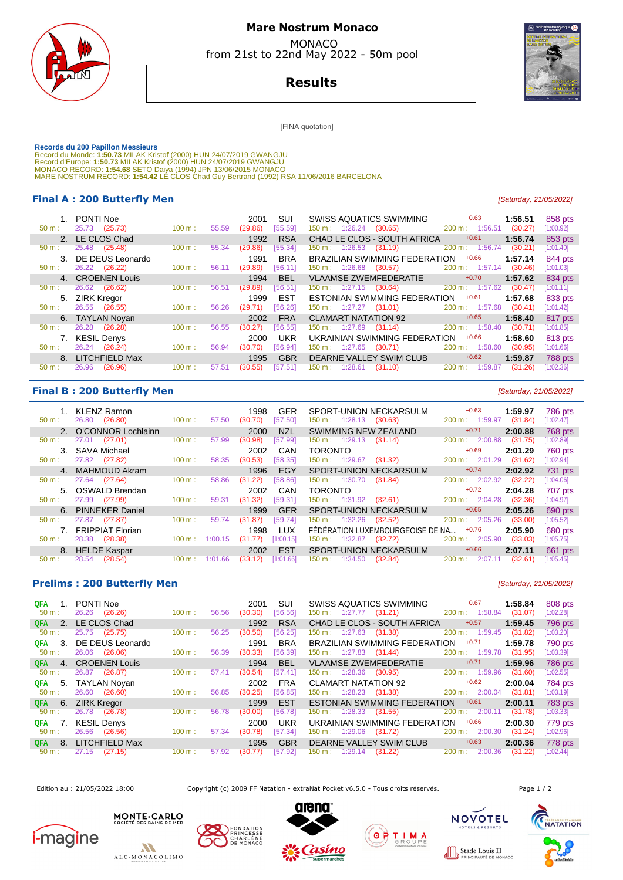# Mare Nostrum Monaco

MONACO
from 21st to 22nd May 2022 - 50m pool

## Results

[FINA quotation]

**Records du 200 Papillon Messieurs**
Record du Monde: **1:50.73** MILAK Kristof (2000) HUN 24/07/2019 GWANGJU
Record d'Europe: **1:50.73** MILAK Kristof (2000) HUN 24/07/2019 GWANGJU
MONACO RECORD: **1:54.68** SETO Daiya (1994) JPN 13/06/2015 MONACO
MARE NOSTRUM RECORD: **1:54.42** LE CLOS Chad Guy Bertrand (1992) RSA 11/06/2016 BARCELONA

## Final A : 200 Butterfly Men

*[Saturday, 21/05/2022]*

| Rank | Name | Year | Nat | Club | RT | Time | Points |
|---|---|---|---|---|---|---|---|
| 1. | PONTI Noe | 2001 | SUI | SWISS AQUATICS SWIMMING | +0.63 | 1:56.51 | 858 pts |
| | 50 m : 25.73 (25.73) | 100 m : 55.59 (29.86) [55.59] | | 150 m : 1:26.24 (30.65) | | 200 m : 1:56.51 (30.27) [1:00.92] | |
| 2. | LE CLOS Chad | 1992 | RSA | CHAD LE CLOS - SOUTH AFRICA | +0.61 | 1:56.74 | 853 pts |
| | 50 m : 25.48 (25.48) | 100 m : 55.34 (29.86) [55.34] | | 150 m : 1:26.53 (31.19) | | 200 m : 1:56.74 (30.21) [1:01.40] | |
| 3. | DE DEUS Leonardo | 1991 | BRA | BRAZILIAN SWIMMING FEDERATION | +0.66 | 1:57.14 | 844 pts |
| | 50 m : 26.22 (26.22) | 100 m : 56.11 (29.89) [56.11] | | 150 m : 1:26.68 (30.57) | | 200 m : 1:57.14 (30.46) [1:01.03] | |
| 4. | CROENEN Louis | 1994 | BEL | VLAAMSE ZWEMFEDERATIE | +0.70 | 1:57.62 | 834 pts |
| | 50 m : 26.62 (26.62) | 100 m : 56.51 (29.89) [56.51] | | 150 m : 1:27.15 (30.64) | | 200 m : 1:57.62 (30.47) [1:01.11] | |
| 5. | ZIRK Kregor | 1999 | EST | ESTONIAN SWIMMING FEDERATION | +0.61 | 1:57.68 | 833 pts |
| | 50 m : 26.55 (26.55) | 100 m : 56.26 (29.71) [56.26] | | 150 m : 1:27.27 (31.01) | | 200 m : 1:57.68 (30.41) [1:01.42] | |
| 6. | TAYLAN Noyan | 2002 | FRA | CLAMART NATATION 92 | +0.65 | 1:58.40 | 817 pts |
| | 50 m : 26.28 (26.28) | 100 m : 56.55 (30.27) [56.55] | | 150 m : 1:27.69 (31.14) | | 200 m : 1:58.40 (30.71) [1:01.85] | |
| 7. | KESIL Denys | 2000 | UKR | UKRAINIAN SWIMMING FEDERATION | +0.66 | 1:58.60 | 813 pts |
| | 50 m : 26.24 (26.24) | 100 m : 56.94 (30.70) [56.94] | | 150 m : 1:27.65 (30.71) | | 200 m : 1:58.60 (30.95) [1:01.66] | |
| 8. | LITCHFIELD Max | 1995 | GBR | DEARNE VALLEY SWIM CLUB | +0.62 | 1:59.87 | 788 pts |
| | 50 m : 26.96 (26.96) | 100 m : 57.51 (30.55) [57.51] | | 150 m : 1:28.61 (31.10) | | 200 m : 1:59.87 (31.26) [1:02.36] | |

## Final B : 200 Butterfly Men

*[Saturday, 21/05/2022]*

| Rank | Name | Year | Nat | Club | RT | Time | Points |
|---|---|---|---|---|---|---|---|
| 1. | KLENZ Ramon | 1998 | GER | SPORT-UNION NECKARSULM | +0.63 | 1:59.97 | 786 pts |
| | 50 m : 26.80 (26.80) | 100 m : 57.50 (30.70) [57.50] | | 150 m : 1:28.13 (30.63) | | 200 m : 1:59.97 (31.84) [1:02.47] | |
| 2. | O'CONNOR Lochlainn | 2000 | NZL | SWIMMING NEW ZEALAND | +0.71 | 2:00.88 | 768 pts |
| | 50 m : 27.01 (27.01) | 100 m : 57.99 (30.98) [57.99] | | 150 m : 1:29.13 (31.14) | | 200 m : 2:00.88 (31.75) [1:02.89] | |
| 3. | SAVA Michael | 2002 | CAN | TORONTO | +0.69 | 2:01.29 | 760 pts |
| | 50 m : 27.82 (27.82) | 100 m : 58.35 (30.53) [58.35] | | 150 m : 1:29.67 (31.32) | | 200 m : 2:01.29 (31.62) [1:02.94] | |
| 4. | MAHMOUD Akram | 1996 | EGY | SPORT-UNION NECKARSULM | +0.74 | 2:02.92 | 731 pts |
| | 50 m : 27.64 (27.64) | 100 m : 58.86 (31.22) [58.86] | | 150 m : 1:30.70 (31.84) | | 200 m : 2:02.92 (32.22) [1:04.06] | |
| 5. | OSWALD Brendan | 2002 | CAN | TORONTO | +0.72 | 2:04.28 | 707 pts |
| | 50 m : 27.99 (27.99) | 100 m : 59.31 (31.32) [59.31] | | 150 m : 1:31.92 (32.61) | | 200 m : 2:04.28 (32.36) [1:04.97] | |
| 6. | PINNEKER Daniel | 1999 | GER | SPORT-UNION NECKARSULM | +0.65 | 2:05.26 | 690 pts |
| | 50 m : 27.87 (27.87) | 100 m : 59.74 (31.87) [59.74] | | 150 m : 1:32.26 (32.52) | | 200 m : 2:05.26 (33.00) [1:05.52] | |
| 7. | FRIPPIAT Florian | 1998 | LUX | FÉDÉRATION LUXEMBOURGEOISE DE NA... | +0.76 | 2:05.90 | 680 pts |
| | 50 m : 28.38 (28.38) | 100 m : 1:00.15 (31.77) [1:00.15] | | 150 m : 1:32.87 (32.72) | | 200 m : 2:05.90 (33.03) [1:05.75] | |
| 8. | HELDE Kaspar | 2002 | EST | SPORT-UNION NECKARSULM | +0.66 | 2:07.11 | 661 pts |
| | 50 m : 28.54 (28.54) | 100 m : 1:01.66 (33.12) [1:01.66] | | 150 m : 1:34.50 (32.84) | | 200 m : 2:07.11 (32.61) [1:05.45] | |

## Prelims : 200 Butterfly Men

*[Saturday, 21/05/2022]*

| Q | Rank | Name | Year | Nat | Club | RT | Time | Points |
|---|---|---|---|---|---|---|---|---|
| QFA | 1. | PONTI Noe | 2001 | SUI | SWISS AQUATICS SWIMMING | +0.67 | 1:58.84 | 808 pts |
| | | 50 m : 26.26 (26.26) | 100 m : 56.56 (30.30) [56.56] | | 150 m : 1:27.77 (31.21) | | 200 m : 1:58.84 (31.07) [1:02.28] | |
| QFA | 2. | LE CLOS Chad | 1992 | RSA | CHAD LE CLOS - SOUTH AFRICA | +0.57 | 1:59.45 | 796 pts |
| | | 50 m : 25.75 (25.75) | 100 m : 56.25 (30.50) [56.25] | | 150 m : 1:27.63 (31.38) | | 200 m : 1:59.45 (31.82) [1:03.20] | |
| QFA | 3. | DE DEUS Leonardo | 1991 | BRA | BRAZILIAN SWIMMING FEDERATION | +0.71 | 1:59.78 | 790 pts |
| | | 50 m : 26.06 (26.06) | 100 m : 56.39 (30.33) [56.39] | | 150 m : 1:27.83 (31.44) | | 200 m : 1:59.78 (31.95) [1:03.39] | |
| QFA | 4. | CROENEN Louis | 1994 | BEL | VLAAMSE ZWEMFEDERATIE | +0.71 | 1:59.96 | 786 pts |
| | | 50 m : 26.87 (26.87) | 100 m : 57.41 (30.54) [57.41] | | 150 m : 1:28.36 (30.95) | | 200 m : 1:59.96 (31.60) [1:02.55] | |
| QFA | 5. | TAYLAN Noyan | 2002 | FRA | CLAMART NATATION 92 | +0.62 | 2:00.04 | 784 pts |
| | | 50 m : 26.60 (26.60) | 100 m : 56.85 (30.25) [56.85] | | 150 m : 1:28.23 (31.38) | | 200 m : 2:00.04 (31.81) [1:03.19] | |
| QFA | 6. | ZIRK Kregor | 1999 | EST | ESTONIAN SWIMMING FEDERATION | +0.61 | 2:00.11 | 783 pts |
| | | 50 m : 26.78 (26.78) | 100 m : 56.78 (30.00) [56.78] | | 150 m : 1:28.33 (31.55) | | 200 m : 2:00.11 (31.78) [1:03.33] | |
| QFA | 7. | KESIL Denys | 2000 | UKR | UKRAINIAN SWIMMING FEDERATION | +0.66 | 2:00.30 | 779 pts |
| | | 50 m : 26.56 (26.56) | 100 m : 57.34 (30.78) [57.34] | | 150 m : 1:29.06 (31.72) | | 200 m : 2:00.30 (31.24) [1:02.96] | |
| QFA | 8. | LITCHFIELD Max | 1995 | GBR | DEARNE VALLEY SWIM CLUB | +0.63 | 2:00.36 | 778 pts |
| | | 50 m : 27.15 (27.15) | 100 m : 57.92 (30.77) [57.92] | | 150 m : 1:29.14 (31.22) | | 200 m : 2:00.36 (31.22) [1:02.44] | |

Edition au : 21/05/2022 18:00 — Copyright (c) 2009 FF Natation - extraNat Pocket v6.5.0 - Tous droits réservés.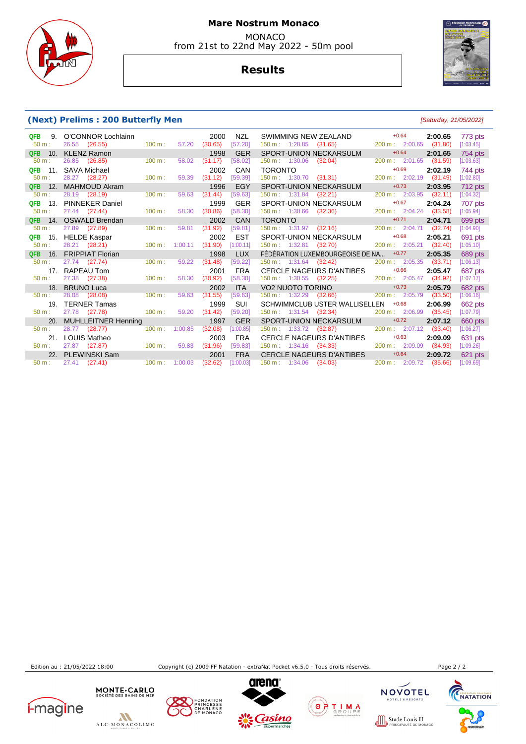## Mare Nostrum Monaco

MONACO
from 21st to 22nd May 2022 - 50m pool

## Results

### (Next) Prelims : 200 Butterfly Men

*[Saturday, 21/05/2022]*

| | Rank | Name | Year | Nat | Club | RT | Time | Pts |
|---|---|---|---|---|---|---|---|---|
| QFB | 9. | O'CONNOR Lochlainn | 2000 | NZL | SWIMMING NEW ZEALAND | +0.64 | 2:00.65 | 773 pts |
| | 50 m : 26.55 (26.55) | 100 m : 57.20 (30.65) [57.20] | | | 150 m : 1:28.85 (31.65) | 200 m : 2:00.65 (31.80) [1:03.45] | | |
| QFB | 10. | KLENZ Ramon | 1998 | GER | SPORT-UNION NECKARSULM | +0.64 | 2:01.65 | 754 pts |
| | 50 m : 26.85 (26.85) | 100 m : 58.02 (31.17) [58.02] | | | 150 m : 1:30.06 (32.04) | 200 m : 2:01.65 (31.59) [1:03.63] | | |
| QFB | 11. | SAVA Michael | 2002 | CAN | TORONTO | +0.69 | 2:02.19 | 744 pts |
| | 50 m : 28.27 (28.27) | 100 m : 59.39 (31.12) [59.39] | | | 150 m : 1:30.70 (31.31) | 200 m : 2:02.19 (31.49) [1:02.80] | | |
| QFB | 12. | MAHMOUD Akram | 1996 | EGY | SPORT-UNION NECKARSULM | +0.73 | 2:03.95 | 712 pts |
| | 50 m : 28.19 (28.19) | 100 m : 59.63 (31.44) [59.63] | | | 150 m : 1:31.84 (32.21) | 200 m : 2:03.95 (32.11) [1:04.32] | | |
| QFB | 13. | PINNEKER Daniel | 1999 | GER | SPORT-UNION NECKARSULM | +0.67 | 2:04.24 | 707 pts |
| | 50 m : 27.44 (27.44) | 100 m : 58.30 (30.86) [58.30] | | | 150 m : 1:30.66 (32.36) | 200 m : 2:04.24 (33.58) [1:05.94] | | |
| QFB | 14. | OSWALD Brendan | 2002 | CAN | TORONTO | +0.71 | 2:04.71 | 699 pts |
| | 50 m : 27.89 (27.89) | 100 m : 59.81 (31.92) [59.81] | | | 150 m : 1:31.97 (32.16) | 200 m : 2:04.71 (32.74) [1:04.90] | | |
| QFB | 15. | HELDE Kaspar | 2002 | EST | SPORT-UNION NECKARSULM | +0.68 | 2:05.21 | 691 pts |
| | 50 m : 28.21 (28.21) | 100 m : 1:00.11 (31.90) [1:00.11] | | | 150 m : 1:32.81 (32.70) | 200 m : 2:05.21 (32.40) [1:05.10] | | |
| QFB | 16. | FRIPPIAT Florian | 1998 | LUX | FÉDÉRATION LUXEMBOURGEOISE DE NA... | +0.77 | 2:05.35 | 689 pts |
| | 50 m : 27.74 (27.74) | 100 m : 59.22 (31.48) [59.22] | | | 150 m : 1:31.64 (32.42) | 200 m : 2:05.35 (33.71) [1:06.13] | | |
| | 17. | RAPEAU Tom | 2001 | FRA | CERCLE NAGEURS D'ANTIBES | +0.66 | 2:05.47 | 687 pts |
| | 50 m : 27.38 (27.38) | 100 m : 58.30 (30.92) [58.30] | | | 150 m : 1:30.55 (32.25) | 200 m : 2:05.47 (34.92) [1:07.17] | | |
| | 18. | BRUNO Luca | 2002 | ITA | VO2 NUOTO TORINO | +0.73 | 2:05.79 | 682 pts |
| | 50 m : 28.08 (28.08) | 100 m : 59.63 (31.55) [59.63] | | | 150 m : 1:32.29 (32.66) | 200 m : 2:05.79 (33.50) [1:06.16] | | |
| | 19. | TERNER Tamas | 1999 | SUI | SCHWIMMCLUB USTER WALLISELLEN | +0.68 | 2:06.99 | 662 pts |
| | 50 m : 27.78 (27.78) | 100 m : 59.20 (31.42) [59.20] | | | 150 m : 1:31.54 (32.34) | 200 m : 2:06.99 (35.45) [1:07.79] | | |
| | 20. | MUHLLEITNER Henning | 1997 | GER | SPORT-UNION NECKARSULM | +0.72 | 2:07.12 | 660 pts |
| | 50 m : 28.77 (28.77) | 100 m : 1:00.85 (32.08) [1:00.85] | | | 150 m : 1:33.72 (32.87) | 200 m : 2:07.12 (33.40) [1:06.27] | | |
| | 21. | LOUIS Matheo | 2003 | FRA | CERCLE NAGEURS D'ANTIBES | +0.63 | 2:09.09 | 631 pts |
| | 50 m : 27.87 (27.87) | 100 m : 59.83 (31.96) [59.83] | | | 150 m : 1:34.16 (34.33) | 200 m : 2:09.09 (34.93) [1:09.26] | | |
| | 22. | PLEWINSKI Sam | 2001 | FRA | CERCLE NAGEURS D'ANTIBES | +0.64 | 2:09.72 | 621 pts |
| | 50 m : 27.41 (27.41) | 100 m : 1:00.03 (32.62) [1:00.03] | | | 150 m : 1:34.06 (34.03) | 200 m : 2:09.72 (35.66) [1:09.69] | | |

Edition au : 21/05/2022 18:00

Copyright (c) 2009 FF Natation - extraNat Pocket v6.5.0 - Tous droits réservés.